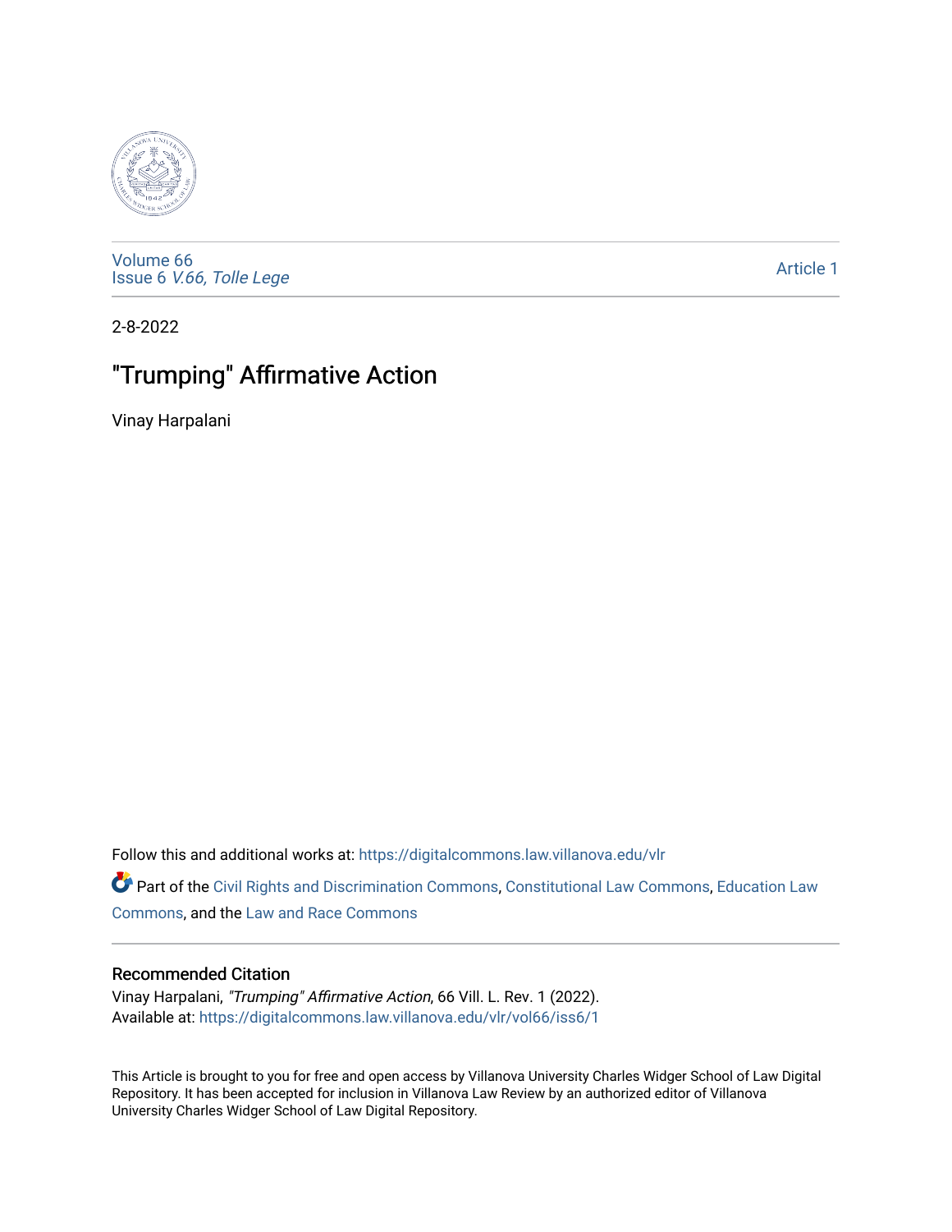Volume 66
Issue 6 *V.66, Tolle Lege*

Article 1

2-8-2022

# "Trumping" Affirmative Action

Vinay Harpalani

Follow this and additional works at: https://digitalcommons.law.villanova.edu/vlr

Part of the Civil Rights and Discrimination Commons, Constitutional Law Commons, Education Law Commons, and the Law and Race Commons

## Recommended Citation

Vinay Harpalani, *"Trumping" Affirmative Action*, 66 Vill. L. Rev. 1 (2022).
Available at: https://digitalcommons.law.villanova.edu/vlr/vol66/iss6/1

This Article is brought to you for free and open access by Villanova University Charles Widger School of Law Digital Repository. It has been accepted for inclusion in Villanova Law Review by an authorized editor of Villanova University Charles Widger School of Law Digital Repository.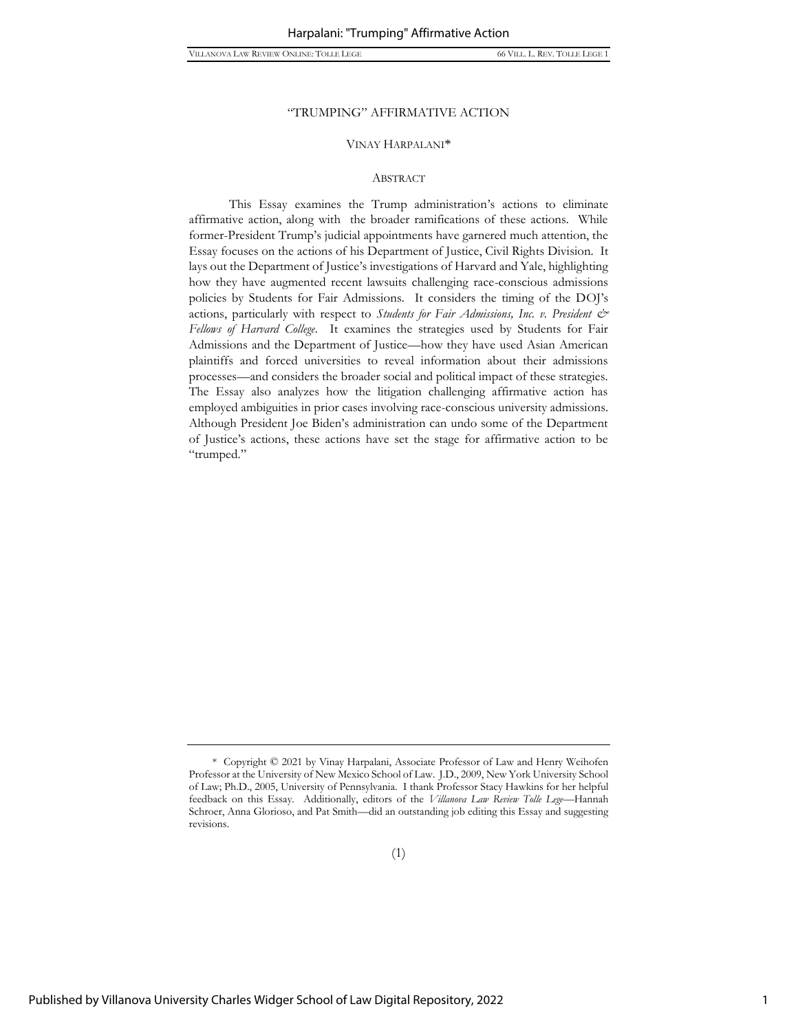# "TRUMPING" AFFIRMATIVE ACTION

VINAY HARPALANI*

## ABSTRACT

This Essay examines the Trump administration's actions to eliminate affirmative action, along with the broader ramifications of these actions. While former-President Trump's judicial appointments have garnered much attention, the Essay focuses on the actions of his Department of Justice, Civil Rights Division. It lays out the Department of Justice's investigations of Harvard and Yale, highlighting how they have augmented recent lawsuits challenging race-conscious admissions policies by Students for Fair Admissions. It considers the timing of the DOJ's actions, particularly with respect to *Students for Fair Admissions, Inc. v. President & Fellows of Harvard College*. It examines the strategies used by Students for Fair Admissions and the Department of Justice—how they have used Asian American plaintiffs and forced universities to reveal information about their admissions processes—and considers the broader social and political impact of these strategies. The Essay also analyzes how the litigation challenging affirmative action has employed ambiguities in prior cases involving race-conscious university admissions. Although President Joe Biden's administration can undo some of the Department of Justice's actions, these actions have set the stage for affirmative action to be "trumped."

---

\* Copyright © 2021 by Vinay Harpalani, Associate Professor of Law and Henry Weihofen Professor at the University of New Mexico School of Law. J.D., 2009, New York University School of Law; Ph.D., 2005, University of Pennsylvania. I thank Professor Stacy Hawkins for her helpful feedback on this Essay. Additionally, editors of the *Villanova Law Review Tolle Lege*—Hannah Schroer, Anna Glorioso, and Pat Smith—did an outstanding job editing this Essay and suggesting revisions.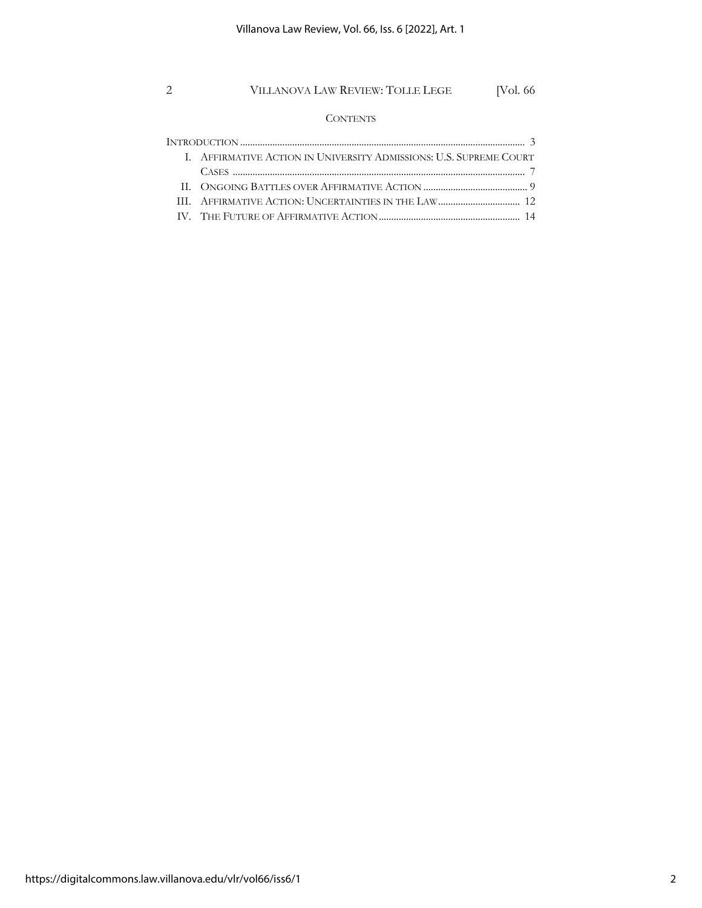## CONTENTS

INTRODUCTION .................................................................................................................. 3

I. AFFIRMATIVE ACTION IN UNIVERSITY ADMISSIONS: U.S. SUPREME COURT CASES ..................................................................................................................... 7

II. ONGOING BATTLES OVER AFFIRMATIVE ACTION ......................................... 9

III. AFFIRMATIVE ACTION: UNCERTAINTIES IN THE LAW ................................ 12

IV. THE FUTURE OF AFFIRMATIVE ACTION ........................................................ 14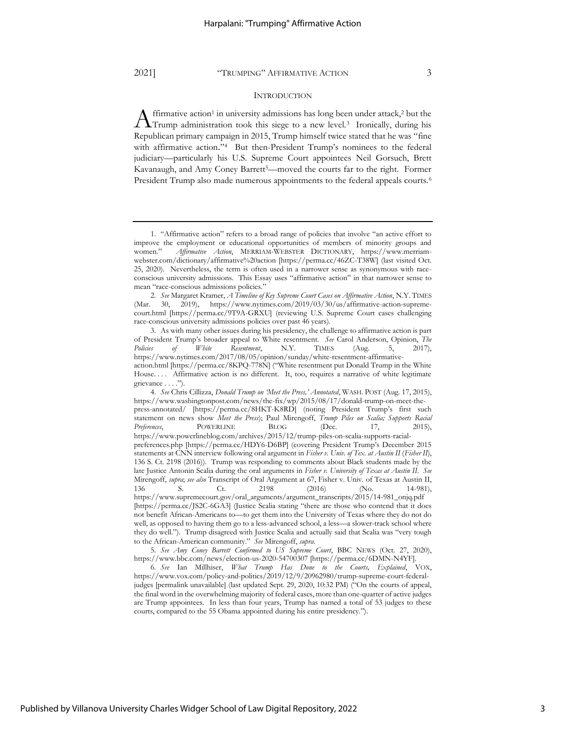## INTRODUCTION

Affirmative action[1] in university admissions has long been under attack,[2] but the Trump administration took this siege to a new level.[3] Ironically, during his Republican primary campaign in 2015, Trump himself twice stated that he was "fine with affirmative action."[4] But then-President Trump's nominees to the federal judiciary—particularly his U.S. Supreme Court appointees Neil Gorsuch, Brett Kavanaugh, and Amy Coney Barrett[5]—moved the courts far to the right. Former President Trump also made numerous appointments to the federal appeals courts.[6]

---

1. "Affirmative action" refers to a broad range of policies that involve "an active effort to improve the employment or educational opportunities of members of minority groups and women." *Affirmative Action*, MERRIAM-WEBSTER DICTIONARY, https://www.merriam-webster.com/dictionary/affirmative%20action [https://perma.cc/46ZC-T38W] (last visited Oct. 25, 2020). Nevertheless, the term is often used in a narrower sense as synonymous with race-conscious university admissions. This Essay uses "affirmative action" in that narrower sense to mean "race-conscious admissions policies."

2. *See* Margaret Kramer, *A Timeline of Key Supreme Court Cases on Affirmative Action*, N.Y. TIMES (Mar. 30, 2019), https://www.nytimes.com/2019/03/30/us/affirmative-action-supreme-court.html [https://perma.cc/9T9A-GRXU] (reviewing U.S. Supreme Court cases challenging race-conscious university admissions policies over past 46 years).

3. As with many other issues during his presidency, the challenge to affirmative action is part of President Trump's broader appeal to White resentment. *See* Carol Anderson, Opinion, *The Policies of White Resentment*, N.Y. TIMES (Aug. 5, 2017), https://www.nytimes.com/2017/08/05/opinion/sunday/white-resentment-affirmative-action.html [https://perma.cc/8KPQ-778N] ("White resentment put Donald Trump in the White House. . . . Affirmative action is no different. It, too, requires a narrative of white legitimate grievance . . . .").

4. *See* Chris Cillizza, *Donald Trump on 'Meet the Press,' Annotated*, WASH. POST (Aug. 17, 2015), https://www.washingtonpost.com/news/the-fix/wp/2015/08/17/donald-trump-on-meet-the-press-annotated/ [https://perma.cc/8HKT-K8RD] (noting President Trump's first such statement on news show *Meet the Press*); Paul Mirengoff, *Trump Piles on Scalia; Supports Racial Preferences*, POWERLINE BLOG (Dec. 17, 2015), https://www.powerlineblog.com/archives/2015/12/trump-piles-on-scalia-supports-racial-preferences.php [https://perma.cc/HDY6-D6BP] (covering President Trump's December 2015 statements at CNN interview following oral argument in *Fisher v. Univ. of Tex. at Austin II* (*Fisher II*), 136 S. Ct. 2198 (2016)). Trump was responding to comments about Black students made by the late Justice Antonin Scalia during the oral arguments in *Fisher v. University of Texas at Austin II*. *See* Mirengoff, *supra*; *see also* Transcript of Oral Argument at 67, Fisher v. Univ. of Texas at Austin II, 136 S. Ct. 2198 (2016) (No. 14-981), https://www.supremecourt.gov/oral_arguments/argument_transcripts/2015/14-981_onjq.pdf [https://perma.cc/JS2C-6GA3] (Justice Scalia stating "there are those who contend that it does not benefit African-Americans to—to get them into the University of Texas where they do not do well, as opposed to having them go to a less-advanced school, a less—a slower-track school where they do well."). Trump disagreed with Justice Scalia and actually said that Scalia was "very tough to the African-American community." *See* Mirengoff, *supra*.

5. *See Amy Coney Barrett Confirmed to US Supreme Court*, BBC NEWS (Oct. 27, 2020), https://www.bbc.com/news/election-us-2020-54700307 [https://perma.cc/6DMN-N4YF].

6. *See* Ian Millhiser, *What Trump Has Done to the Courts, Explained*, VOX, https://www.vox.com/policy-and-politics/2019/12/9/20962980/trump-supreme-court-federal-judges [permalink unavailable] (last updated Sept. 29, 2020, 10:32 PM) ("On the courts of appeal, the final word in the overwhelming majority of federal cases, more than one-quarter of active judges are Trump appointees. In less than four years, Trump has named a total of 53 judges to these courts, compared to the 55 Obama appointed during his entire presidency.").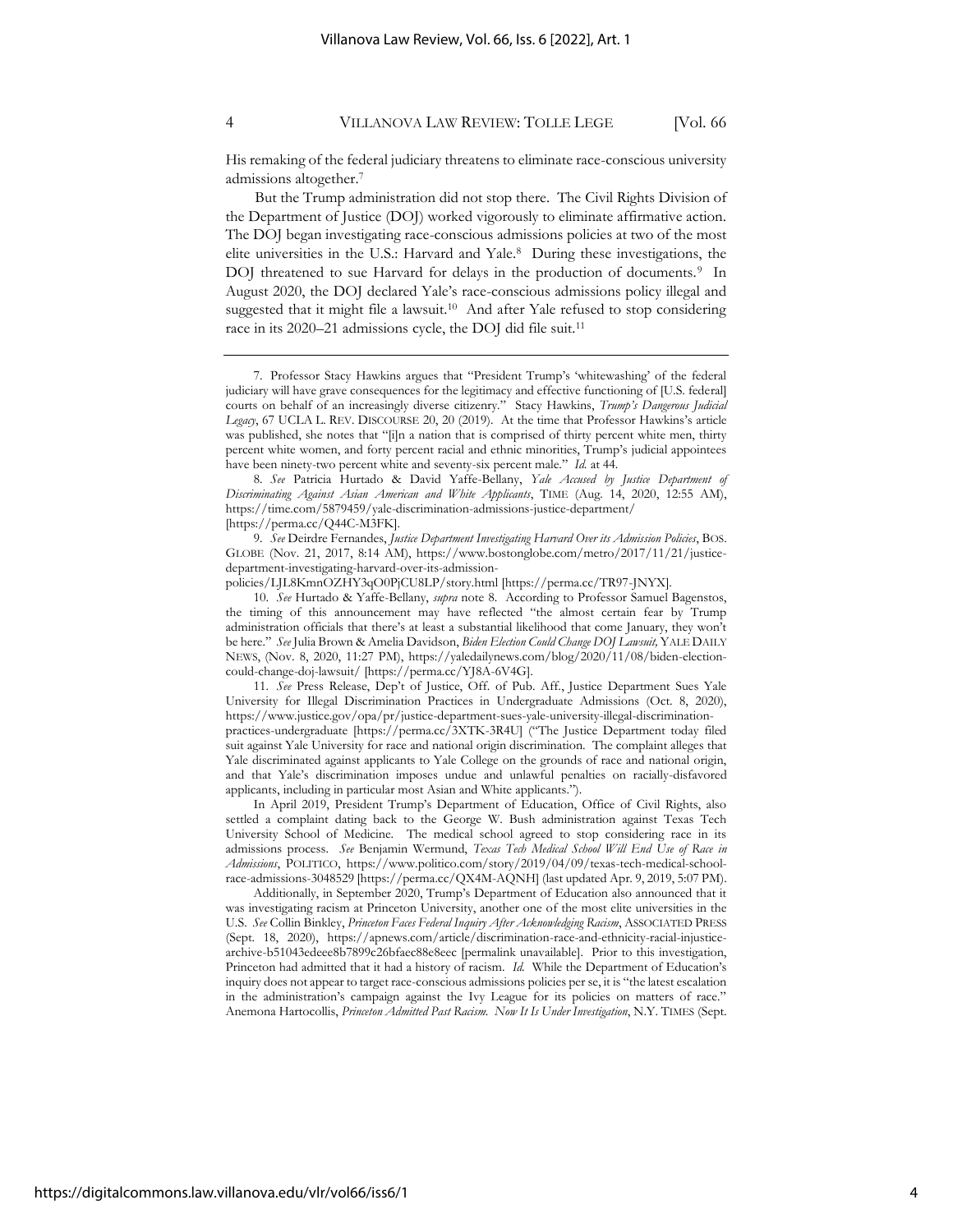His remaking of the federal judiciary threatens to eliminate race-conscious university admissions altogether.[7]

But the Trump administration did not stop there. The Civil Rights Division of the Department of Justice (DOJ) worked vigorously to eliminate affirmative action. The DOJ began investigating race-conscious admissions policies at two of the most elite universities in the U.S.: Harvard and Yale.[8] During these investigations, the DOJ threatened to sue Harvard for delays in the production of documents.[9] In August 2020, the DOJ declared Yale's race-conscious admissions policy illegal and suggested that it might file a lawsuit.[10] And after Yale refused to stop considering race in its 2020–21 admissions cycle, the DOJ did file suit.[11]

---

7. Professor Stacy Hawkins argues that "President Trump's 'whitewashing' of the federal judiciary will have grave consequences for the legitimacy and effective functioning of [U.S. federal] courts on behalf of an increasingly diverse citizenry." Stacy Hawkins, *Trump's Dangerous Judicial Legacy*, 67 UCLA L. REV. DISCOURSE 20, 20 (2019). At the time that Professor Hawkins's article was published, she notes that "[i]n a nation that is comprised of thirty percent white men, thirty percent white women, and forty percent racial and ethnic minorities, Trump's judicial appointees have been ninety-two percent white and seventy-six percent male." *Id.* at 44.

8. *See* Patricia Hurtado & David Yaffe-Bellany, *Yale Accused by Justice Department of Discriminating Against Asian American and White Applicants*, TIME (Aug. 14, 2020, 12:55 AM), https://time.com/5879459/yale-discrimination-admissions-justice-department/ [https://perma.cc/Q44C-M3FK].

9. *See* Deirdre Fernandes, *Justice Department Investigating Harvard Over its Admission Policies*, BOS. GLOBE (Nov. 21, 2017, 8:14 AM), https://www.bostonglobe.com/metro/2017/11/21/justice-department-investigating-harvard-over-its-admission-policies/LJL8KmnOZHY3qO0PjCU8LP/story.html [https://perma.cc/TR97-JNYX].

10. *See* Hurtado & Yaffe-Bellany, *supra* note 8. According to Professor Samuel Bagenstos, the timing of this announcement may have reflected "the almost certain fear by Trump administration officials that there's at least a substantial likelihood that come January, they won't be here." *See* Julia Brown & Amelia Davidson, *Biden Election Could Change DOJ Lawsuit*, YALE DAILY NEWS, (Nov. 8, 2020, 11:27 PM), https://yaledailynews.com/blog/2020/11/08/biden-election-could-change-doj-lawsuit/ [https://perma.cc/YJ8A-6V4G].

11. *See* Press Release, Dep't of Justice, Off. of Pub. Aff., Justice Department Sues Yale University for Illegal Discrimination Practices in Undergraduate Admissions (Oct. 8, 2020), https://www.justice.gov/opa/pr/justice-department-sues-yale-university-illegal-discrimination-practices-undergraduate [https://perma.cc/3XTK-3R4U] ("The Justice Department today filed suit against Yale University for race and national origin discrimination. The complaint alleges that Yale discriminated against applicants to Yale College on the grounds of race and national origin, and that Yale's discrimination imposes undue and unlawful penalties on racially-disfavored applicants, including in particular most Asian and White applicants.").

In April 2019, President Trump's Department of Education, Office of Civil Rights, also settled a complaint dating back to the George W. Bush administration against Texas Tech University School of Medicine. The medical school agreed to stop considering race in its admissions process. *See* Benjamin Wermund, *Texas Tech Medical School Will End Use of Race in Admissions*, POLITICO, https://www.politico.com/story/2019/04/09/texas-tech-medical-school-race-admissions-3048529 [https://perma.cc/QX4M-AQNH] (last updated Apr. 9, 2019, 5:07 PM).

Additionally, in September 2020, Trump's Department of Education also announced that it was investigating racism at Princeton University, another one of the most elite universities in the U.S. *See* Collin Binkley, *Princeton Faces Federal Inquiry After Acknowledging Racism*, ASSOCIATED PRESS (Sept. 18, 2020), https://apnews.com/article/discrimination-race-and-ethnicity-racial-injustice-archive-b51043edeee8b7899c26bfaec88e8eec [permalink unavailable]. Prior to this investigation, Princeton had admitted that it had a history of racism. *Id.* While the Department of Education's inquiry does not appear to target race-conscious admissions policies per se, it is "the latest escalation in the administration's campaign against the Ivy League for its policies on matters of race." Anemona Hartocollis, *Princeton Admitted Past Racism. Now It Is Under Investigation*, N.Y. TIMES (Sept.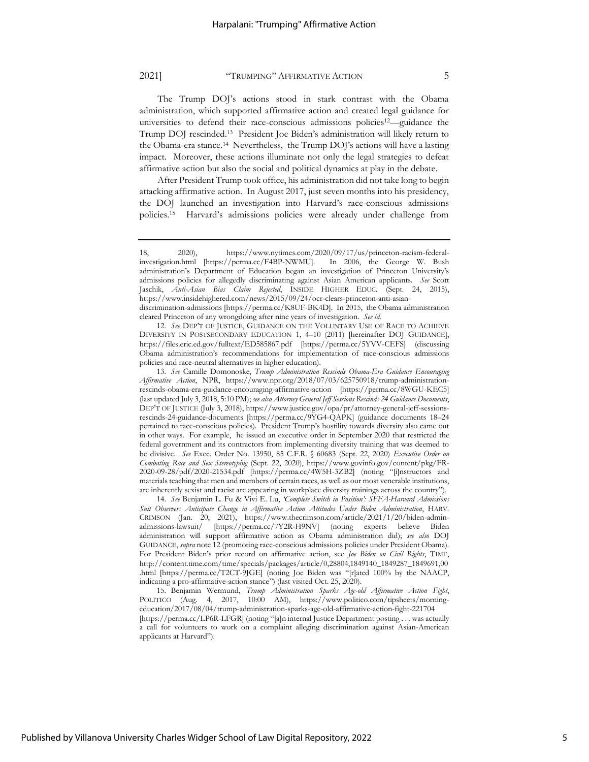The Trump DOJ's actions stood in stark contrast with the Obama administration, which supported affirmative action and created legal guidance for universities to defend their race-conscious admissions policies[12]—guidance the Trump DOJ rescinded.[13] President Joe Biden's administration will likely return to the Obama-era stance.[14] Nevertheless, the Trump DOJ's actions will have a lasting impact. Moreover, these actions illuminate not only the legal strategies to defeat affirmative action but also the social and political dynamics at play in the debate.

After President Trump took office, his administration did not take long to begin attacking affirmative action. In August 2017, just seven months into his presidency, the DOJ launched an investigation into Harvard's race-conscious admissions policies.[15] Harvard's admissions policies were already under challenge from

---

18, 2020), https://www.nytimes.com/2020/09/17/us/princeton-racism-federal-investigation.html [https://perma.cc/F4BP-NWMU]. In 2006, the George W. Bush administration's Department of Education began an investigation of Princeton University's admissions policies for allegedly discriminating against Asian American applicants. *See* Scott Jaschik, *Anti-Asian Bias Claim Rejected*, INSIDE HIGHER EDUC. (Sept. 24, 2015), https://www.insidehighered.com/news/2015/09/24/ocr-clears-princeton-anti-asian-discrimination-admissions [https://perma.cc/K8UF-BK4D]. In 2015, the Obama administration cleared Princeton of any wrongdoing after nine years of investigation. *See id.*

12. *See* DEP'T OF JUSTICE, GUIDANCE ON THE VOLUNTARY USE OF RACE TO ACHIEVE DIVERSITY IN POSTSECONDARY EDUCATION 1, 4–10 (2011) [hereinafter DOJ GUIDANCE], https://files.eric.ed.gov/fulltext/ED585867.pdf [https://perma.cc/5YVV-CEFS] (discussing Obama administration's recommendations for implementation of race-conscious admissions policies and race-neutral alternatives in higher education).

13. *See* Camille Domonoske, *Trump Administration Rescinds Obama-Era Guidance Encouraging Affirmative Action*, NPR, https://www.npr.org/2018/07/03/625750918/trump-administration-rescinds-obama-era-guidance-encouraging-affirmative-action [https://perma.cc/8WGU-KEC5] (last updated July 3, 2018, 5:10 PM); *see also Attorney General Jeff Sessions Rescinds 24 Guidance Documents*, DEP'T OF JUSTICE (July 3, 2018), https://www.justice.gov/opa/pr/attorney-general-jeff-sessions-rescinds-24-guidance-documents [https://perma.cc/9YG4-QAPK] (guidance documents 18–24 pertained to race-conscious policies). President Trump's hostility towards diversity also came out in other ways. For example, he issued an executive order in September 2020 that restricted the federal government and its contractors from implementing diversity training that was deemed to be divisive. *See* Exec. Order No. 13950, 85 C.F.R. § 60683 (Sept. 22, 2020) *Executive Order on Combating Race and Sex Stereotyping* (Sept. 22, 2020), https://www.govinfo.gov/content/pkg/FR-2020-09-28/pdf/2020-21534.pdf [https://perma.cc/4W5H-3ZB2] (noting "[i]nstructors and materials teaching that men and members of certain races, as well as our most venerable institutions, are inherently sexist and racist are appearing in workplace diversity trainings across the country").

14. *See* Benjamin L. Fu & Vivi E. Lu, *'Complete Switch in Position': SFFA-Harvard Admissions Suit Observers Anticipate Change in Affirmative Action Attitudes Under Biden Administration*, HARV. CRIMSON (Jan. 20, 2021), https://www.thecrimson.com/article/2021/1/20/biden-admin-admissions-lawsuit/ [https://perma.cc/7Y2R-H9NV] (noting experts believe Biden administration will support affirmative action as Obama administration did); *see also* DOJ GUIDANCE, *supra* note 12 (promoting race-conscious admissions policies under President Obama). For President Biden's prior record on affirmative action, see *Joe Biden on Civil Rights*, TIME, http://content.time.com/time/specials/packages/article/0,28804,1849140_1849287_1849691,00.html [https://perma.cc/T2CT-9JGE] (noting Joe Biden was "[r]ated 100% by the NAACP, indicating a pro-affirmative-action stance") (last visited Oct. 25, 2020).

15. Benjamin Wermund, *Trump Administration Sparks Age-old Affirmative Action Fight*, POLITICO (Aug. 4, 2017, 10:00 AM), https://www.politico.com/tipsheets/morning-education/2017/08/04/trump-administration-sparks-age-old-affirmative-action-fight-221704 [https://perma.cc/LP6R-LFGR] (noting "[a]n internal Justice Department posting . . . was actually a call for volunteers to work on a complaint alleging discrimination against Asian-American applicants at Harvard").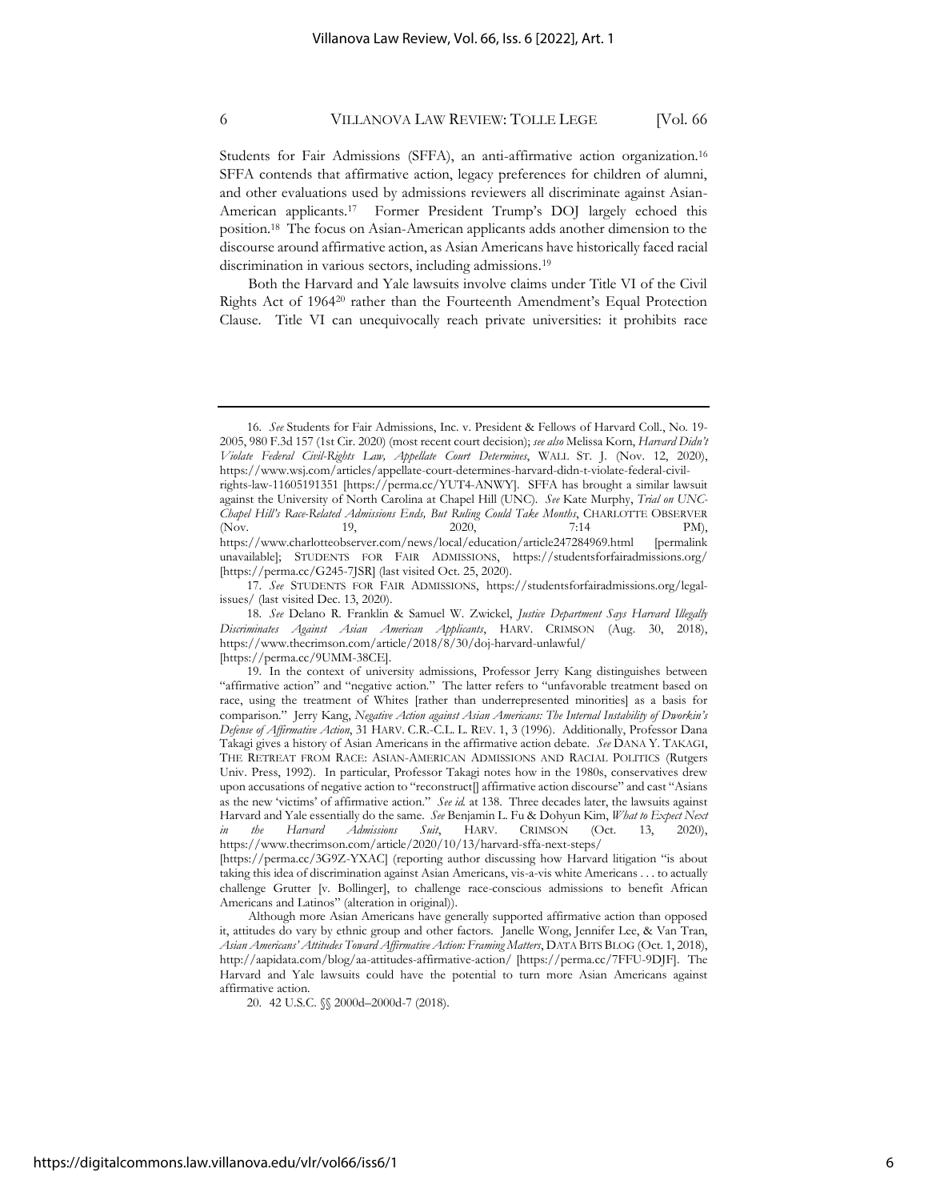Students for Fair Admissions (SFFA), an anti-affirmative action organization.[16] SFFA contends that affirmative action, legacy preferences for children of alumni, and other evaluations used by admissions reviewers all discriminate against Asian-American applicants.[17] Former President Trump's DOJ largely echoed this position.[18] The focus on Asian-American applicants adds another dimension to the discourse around affirmative action, as Asian Americans have historically faced racial discrimination in various sectors, including admissions.[19]

Both the Harvard and Yale lawsuits involve claims under Title VI of the Civil Rights Act of 1964[20] rather than the Fourteenth Amendment's Equal Protection Clause. Title VI can unequivocally reach private universities: it prohibits race

---

16. *See* Students for Fair Admissions, Inc. v. President & Fellows of Harvard Coll., No. 19-2005, 980 F.3d 157 (1st Cir. 2020) (most recent court decision); *see also* Melissa Korn, *Harvard Didn't Violate Federal Civil-Rights Law, Appellate Court Determines*, WALL ST. J. (Nov. 12, 2020), https://www.wsj.com/articles/appellate-court-determines-harvard-didn-t-violate-federal-civil-rights-law-11605191351 [https://perma.cc/YUT4-ANWY]. SFFA has brought a similar lawsuit against the University of North Carolina at Chapel Hill (UNC). *See* Kate Murphy, *Trial on UNC-Chapel Hill's Race-Related Admissions Ends, But Ruling Could Take Months*, CHARLOTTE OBSERVER (Nov. 19, 2020, 7:14 PM), https://www.charlotteobserver.com/news/local/education/article247284969.html [permalink unavailable]; STUDENTS FOR FAIR ADMISSIONS, https://studentsforfairadmissions.org/ [https://perma.cc/G245-7JSR] (last visited Oct. 25, 2020).

17. *See* STUDENTS FOR FAIR ADMISSIONS, https://studentsforfairadmissions.org/legal-issues/ (last visited Dec. 13, 2020).

18. *See* Delano R. Franklin & Samuel W. Zwickel, *Justice Department Says Harvard Illegally Discriminates Against Asian American Applicants*, HARV. CRIMSON (Aug. 30, 2018), https://www.thecrimson.com/article/2018/8/30/doj-harvard-unlawful/ [https://perma.cc/9UMM-38CE].

19. In the context of university admissions, Professor Jerry Kang distinguishes between "affirmative action" and "negative action." The latter refers to "unfavorable treatment based on race, using the treatment of Whites [rather than underrepresented minorities] as a basis for comparison." Jerry Kang, *Negative Action against Asian Americans: The Internal Instability of Dworkin's Defense of Affirmative Action*, 31 HARV. C.R.-C.L. L. REV. 1, 3 (1996). Additionally, Professor Dana Takagi gives a history of Asian Americans in the affirmative action debate. *See* DANA Y. TAKAGI, THE RETREAT FROM RACE: ASIAN-AMERICAN ADMISSIONS AND RACIAL POLITICS (Rutgers Univ. Press, 1992). In particular, Professor Takagi notes how in the 1980s, conservatives drew upon accusations of negative action to "reconstruct[] affirmative action discourse" and cast "Asians as the new 'victims' of affirmative action." *See id.* at 138. Three decades later, the lawsuits against Harvard and Yale essentially do the same. *See* Benjamin L. Fu & Dohyun Kim, *What to Expect Next in the Harvard Admissions Suit*, HARV. CRIMSON (Oct. 13, 2020), https://www.thecrimson.com/article/2020/10/13/harvard-sffa-next-steps/ [https://perma.cc/3G9Z-YXAC] (reporting author discussing how Harvard litigation "is about taking this idea of discrimination against Asian Americans, vis-a-vis white Americans . . . to actually challenge Grutter [v. Bollinger], to challenge race-conscious admissions to benefit African Americans and Latinos" (alteration in original)).

Although more Asian Americans have generally supported affirmative action than opposed it, attitudes do vary by ethnic group and other factors. Janelle Wong, Jennifer Lee, & Van Tran, *Asian Americans' Attitudes Toward Affirmative Action: Framing Matters*, DATA BITS BLOG (Oct. 1, 2018), http://aapidata.com/blog/aa-attitudes-affirmative-action/ [https://perma.cc/7FFU-9DJF]. The Harvard and Yale lawsuits could have the potential to turn more Asian Americans against affirmative action.

20. 42 U.S.C. §§ 2000d–2000d-7 (2018).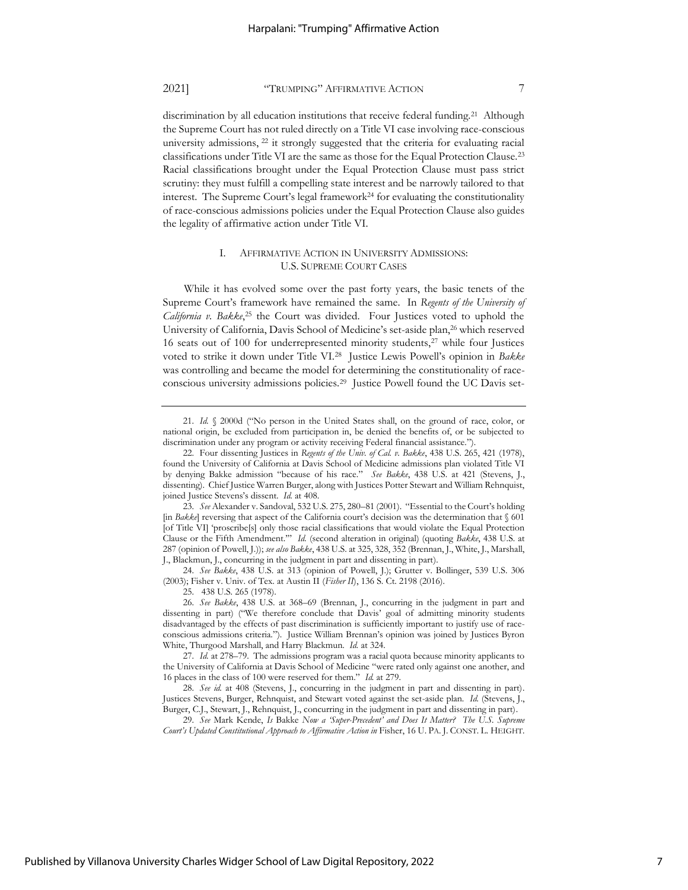discrimination by all education institutions that receive federal funding.[21] Although the Supreme Court has not ruled directly on a Title VI case involving race-conscious university admissions, [22] it strongly suggested that the criteria for evaluating racial classifications under Title VI are the same as those for the Equal Protection Clause.[23] Racial classifications brought under the Equal Protection Clause must pass strict scrutiny: they must fulfill a compelling state interest and be narrowly tailored to that interest. The Supreme Court's legal framework[24] for evaluating the constitutionality of race-conscious admissions policies under the Equal Protection Clause also guides the legality of affirmative action under Title VI.

## I. AFFIRMATIVE ACTION IN UNIVERSITY ADMISSIONS: U.S. SUPREME COURT CASES

While it has evolved some over the past forty years, the basic tenets of the Supreme Court's framework have remained the same. In *Regents of the University of California v. Bakke*,[25] the Court was divided. Four Justices voted to uphold the University of California, Davis School of Medicine's set-aside plan,[26] which reserved 16 seats out of 100 for underrepresented minority students,[27] while four Justices voted to strike it down under Title VI.[28] Justice Lewis Powell's opinion in *Bakke* was controlling and became the model for determining the constitutionality of race-conscious university admissions policies.[29] Justice Powell found the UC Davis set-

---

21. *Id.* § 2000d ("No person in the United States shall, on the ground of race, color, or national origin, be excluded from participation in, be denied the benefits of, or be subjected to discrimination under any program or activity receiving Federal financial assistance.").

22. Four dissenting Justices in *Regents of the Univ. of Cal. v. Bakke*, 438 U.S. 265, 421 (1978), found the University of California at Davis School of Medicine admissions plan violated Title VI by denying Bakke admission "because of his race." *See Bakke*, 438 U.S. at 421 (Stevens, J., dissenting). Chief Justice Warren Burger, along with Justices Potter Stewart and William Rehnquist, joined Justice Stevens's dissent. *Id.* at 408.

23. *See* Alexander v. Sandoval, 532 U.S. 275, 280–81 (2001). "Essential to the Court's holding [in *Bakke*] reversing that aspect of the California court's decision was the determination that § 601 [of Title VI] 'proscribe[s] only those racial classifications that would violate the Equal Protection Clause or the Fifth Amendment.'" *Id.* (second alteration in original) (quoting *Bakke*, 438 U.S. at 287 (opinion of Powell, J.)); *see also Bakke*, 438 U.S. at 325, 328, 352 (Brennan, J., White, J., Marshall, J., Blackmun, J., concurring in the judgment in part and dissenting in part).

24. *See Bakke*, 438 U.S. at 313 (opinion of Powell, J.); Grutter v. Bollinger, 539 U.S. 306 (2003); Fisher v. Univ. of Tex. at Austin II (*Fisher II*), 136 S. Ct. 2198 (2016).

25. 438 U.S. 265 (1978).

26. *See Bakke*, 438 U.S. at 368–69 (Brennan, J., concurring in the judgment in part and dissenting in part) ("We therefore conclude that Davis' goal of admitting minority students disadvantaged by the effects of past discrimination is sufficiently important to justify use of race-conscious admissions criteria."). Justice William Brennan's opinion was joined by Justices Byron White, Thurgood Marshall, and Harry Blackmun. *Id.* at 324.

27. *Id.* at 278–79. The admissions program was a racial quota because minority applicants to the University of California at Davis School of Medicine "were rated only against one another, and 16 places in the class of 100 were reserved for them." *Id.* at 279.

28. *See id.* at 408 (Stevens, J., concurring in the judgment in part and dissenting in part). Justices Stevens, Burger, Rehnquist, and Stewart voted against the set-aside plan. *Id.* (Stevens, J., Burger, C.J., Stewart, J., Rehnquist, J., concurring in the judgment in part and dissenting in part).

29. *See* Mark Kende, *Is* Bakke *Now a 'Super-Precedent' and Does It Matter? The U.S. Supreme Court's Updated Constitutional Approach to Affirmative Action in* Fisher, 16 U. PA. J. CONST. L. HEIGHT.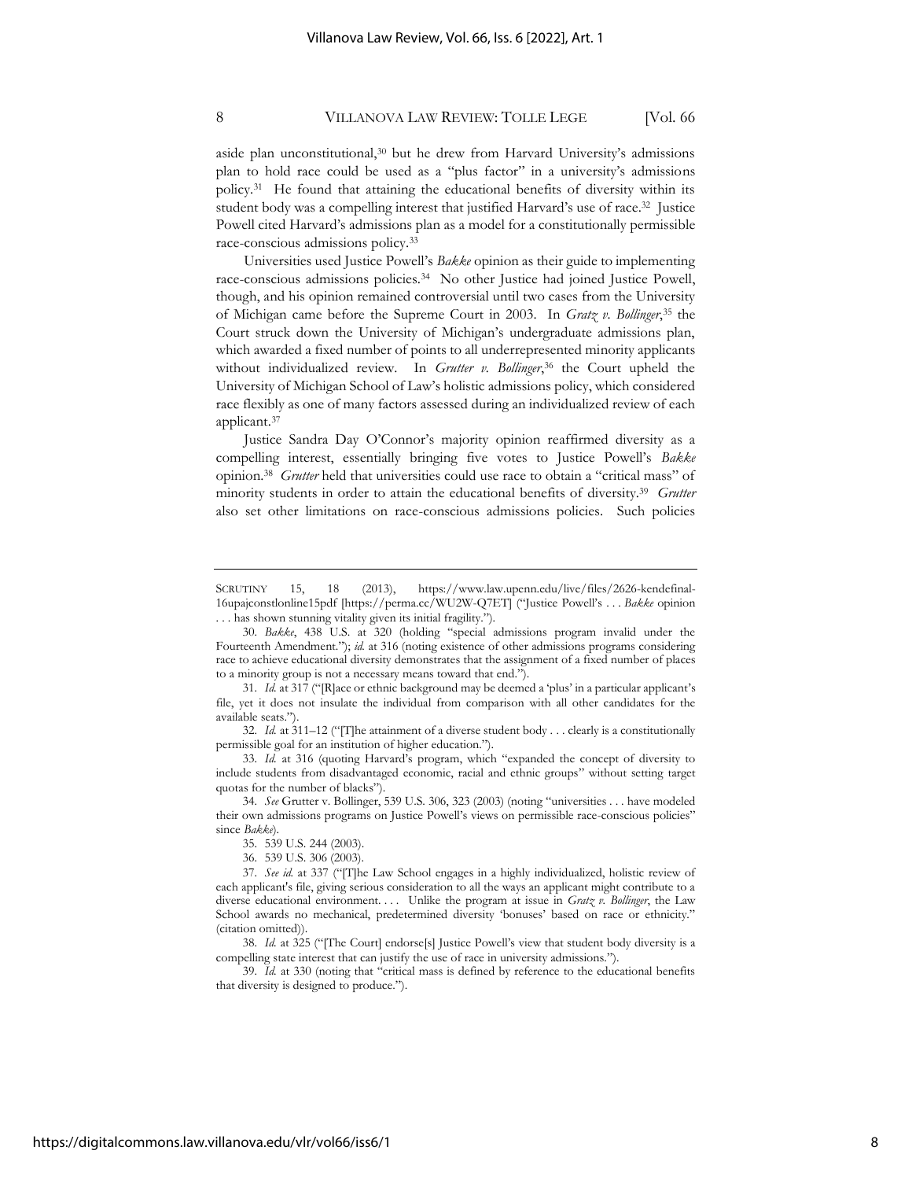aside plan unconstitutional,[30] but he drew from Harvard University's admissions plan to hold race could be used as a "plus factor" in a university's admissions policy.[31] He found that attaining the educational benefits of diversity within its student body was a compelling interest that justified Harvard's use of race.[32] Justice Powell cited Harvard's admissions plan as a model for a constitutionally permissible race-conscious admissions policy.[33]

Universities used Justice Powell's *Bakke* opinion as their guide to implementing race-conscious admissions policies.[34] No other Justice had joined Justice Powell, though, and his opinion remained controversial until two cases from the University of Michigan came before the Supreme Court in 2003. In *Gratz v. Bollinger*,[35] the Court struck down the University of Michigan's undergraduate admissions plan, which awarded a fixed number of points to all underrepresented minority applicants without individualized review. In *Grutter v. Bollinger*,[36] the Court upheld the University of Michigan School of Law's holistic admissions policy, which considered race flexibly as one of many factors assessed during an individualized review of each applicant.[37]

Justice Sandra Day O'Connor's majority opinion reaffirmed diversity as a compelling interest, essentially bringing five votes to Justice Powell's *Bakke* opinion.[38] *Grutter* held that universities could use race to obtain a "critical mass" of minority students in order to attain the educational benefits of diversity.[39] *Grutter* also set other limitations on race-conscious admissions policies. Such policies

---

SCRUTINY 15, 18 (2013), https://www.law.upenn.edu/live/files/2626-kendefinal-16upajconstlonline15pdf [https://perma.cc/WU2W-Q7ET] ("Justice Powell's . . . *Bakke* opinion . . . has shown stunning vitality given its initial fragility.").

30. *Bakke*, 438 U.S. at 320 (holding "special admissions program invalid under the Fourteenth Amendment."); *id.* at 316 (noting existence of other admissions programs considering race to achieve educational diversity demonstrates that the assignment of a fixed number of places to a minority group is not a necessary means toward that end.").

31. *Id.* at 317 ("[R]ace or ethnic background may be deemed a 'plus' in a particular applicant's file, yet it does not insulate the individual from comparison with all other candidates for the available seats.").

32. *Id.* at 311–12 ("[T]he attainment of a diverse student body . . . clearly is a constitutionally permissible goal for an institution of higher education.").

33. *Id.* at 316 (quoting Harvard's program, which "expanded the concept of diversity to include students from disadvantaged economic, racial and ethnic groups" without setting target quotas for the number of blacks").

34. *See* Grutter v. Bollinger, 539 U.S. 306, 323 (2003) (noting "universities . . . have modeled their own admissions programs on Justice Powell's views on permissible race-conscious policies" since *Bakke*).

35. 539 U.S. 244 (2003).

36. 539 U.S. 306 (2003).

37. *See id.* at 337 ("[T]he Law School engages in a highly individualized, holistic review of each applicant's file, giving serious consideration to all the ways an applicant might contribute to a diverse educational environment. . . . Unlike the program at issue in *Gratz v. Bollinger*, the Law School awards no mechanical, predetermined diversity 'bonuses' based on race or ethnicity." (citation omitted)).

38. *Id.* at 325 ("[The Court] endorse[s] Justice Powell's view that student body diversity is a compelling state interest that can justify the use of race in university admissions.").

39. *Id.* at 330 (noting that "critical mass is defined by reference to the educational benefits that diversity is designed to produce.").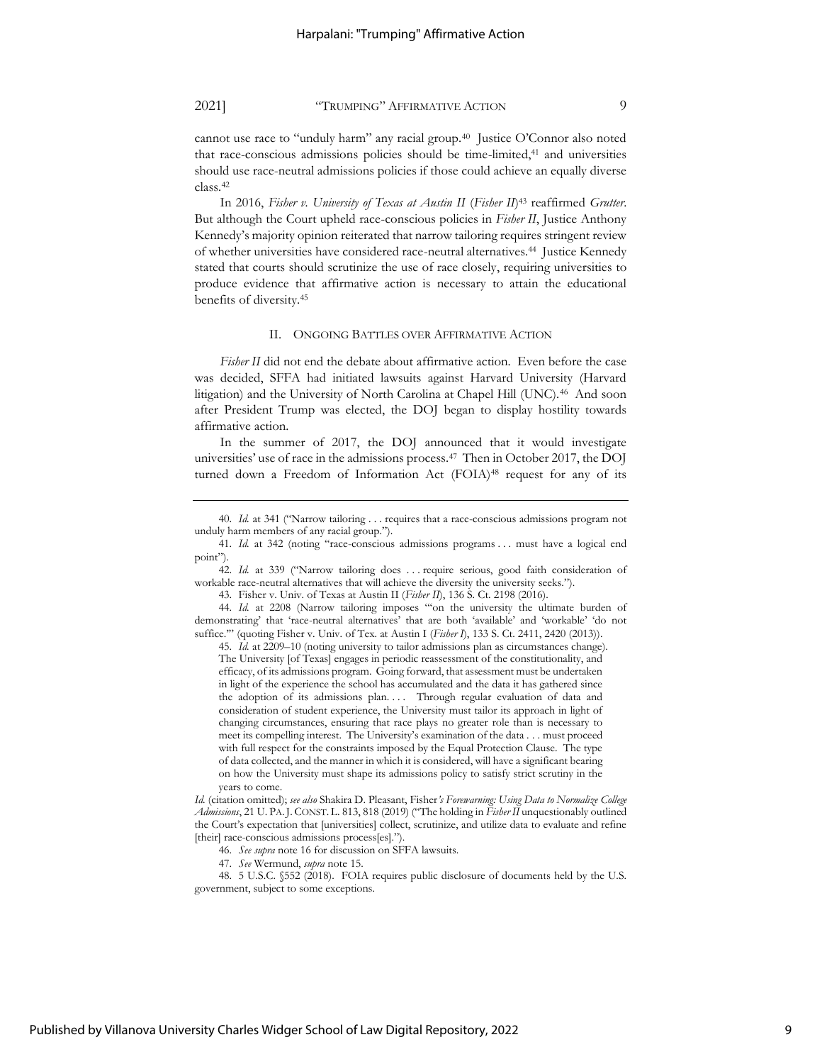cannot use race to "unduly harm" any racial group.[40] Justice O'Connor also noted that race-conscious admissions policies should be time-limited,[41] and universities should use race-neutral admissions policies if those could achieve an equally diverse class.[42]

In 2016, *Fisher v. University of Texas at Austin II* (*Fisher II*)[43] reaffirmed *Grutter*. But although the Court upheld race-conscious policies in *Fisher II*, Justice Anthony Kennedy's majority opinion reiterated that narrow tailoring requires stringent review of whether universities have considered race-neutral alternatives.[44] Justice Kennedy stated that courts should scrutinize the use of race closely, requiring universities to produce evidence that affirmative action is necessary to attain the educational benefits of diversity.[45]

## II. Ongoing Battles over Affirmative Action

*Fisher II* did not end the debate about affirmative action. Even before the case was decided, SFFA had initiated lawsuits against Harvard University (Harvard litigation) and the University of North Carolina at Chapel Hill (UNC).[46] And soon after President Trump was elected, the DOJ began to display hostility towards affirmative action.

In the summer of 2017, the DOJ announced that it would investigate universities' use of race in the admissions process.[47] Then in October 2017, the DOJ turned down a Freedom of Information Act (FOIA)[48] request for any of its

---

40. *Id.* at 341 ("Narrow tailoring . . . requires that a race-conscious admissions program not unduly harm members of any racial group.").

41. *Id.* at 342 (noting "race-conscious admissions programs . . . must have a logical end point").

42. *Id.* at 339 ("Narrow tailoring does . . . require serious, good faith consideration of workable race-neutral alternatives that will achieve the diversity the university seeks.").

43. Fisher v. Univ. of Texas at Austin II (*Fisher II*), 136 S. Ct. 2198 (2016).

44. *Id.* at 2208 (Narrow tailoring imposes "'on the university the ultimate burden of demonstrating' that 'race-neutral alternatives' that are both 'available' and 'workable' 'do not suffice.'" (quoting Fisher v. Univ. of Tex. at Austin I (*Fisher I*), 133 S. Ct. 2411, 2420 (2013)).

45. *Id.* at 2209–10 (noting university to tailor admissions plan as circumstances change).

> The University [of Texas] engages in periodic reassessment of the constitutionality, and efficacy, of its admissions program. Going forward, that assessment must be undertaken in light of the experience the school has accumulated and the data it has gathered since the adoption of its admissions plan. . . . Through regular evaluation of data and consideration of student experience, the University must tailor its approach in light of changing circumstances, ensuring that race plays no greater role than is necessary to meet its compelling interest. The University's examination of the data . . . must proceed with full respect for the constraints imposed by the Equal Protection Clause. The type of data collected, and the manner in which it is considered, will have a significant bearing on how the University must shape its admissions policy to satisfy strict scrutiny in the years to come.

*Id.* (citation omitted); *see also* Shakira D. Pleasant, Fisher*'s Forewarning: Using Data to Normalize College Admissions*, 21 U. PA. J. CONST. L. 813, 818 (2019) ("The holding in *Fisher II* unquestionably outlined the Court's expectation that [universities] collect, scrutinize, and utilize data to evaluate and refine [their] race-conscious admissions process[es].").

46. *See supra* note 16 for discussion on SFFA lawsuits.

47. *See* Wermund, *supra* note 15.

48. 5 U.S.C. §552 (2018). FOIA requires public disclosure of documents held by the U.S. government, subject to some exceptions.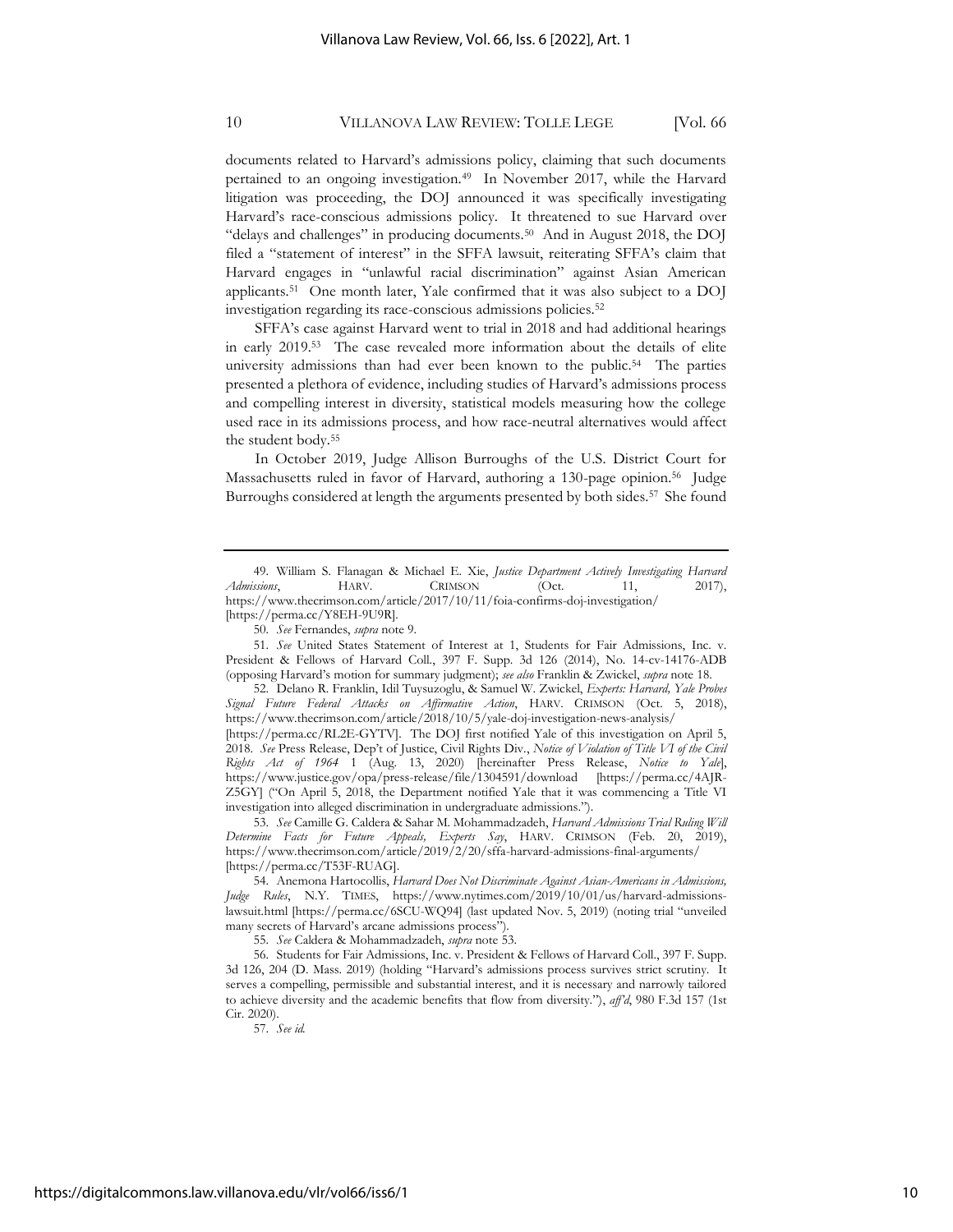documents related to Harvard's admissions policy, claiming that such documents pertained to an ongoing investigation.[49] In November 2017, while the Harvard litigation was proceeding, the DOJ announced it was specifically investigating Harvard's race-conscious admissions policy. It threatened to sue Harvard over "delays and challenges" in producing documents.[50] And in August 2018, the DOJ filed a "statement of interest" in the SFFA lawsuit, reiterating SFFA's claim that Harvard engages in "unlawful racial discrimination" against Asian American applicants.[51] One month later, Yale confirmed that it was also subject to a DOJ investigation regarding its race-conscious admissions policies.[52]

SFFA's case against Harvard went to trial in 2018 and had additional hearings in early 2019.[53] The case revealed more information about the details of elite university admissions than had ever been known to the public.[54] The parties presented a plethora of evidence, including studies of Harvard's admissions process and compelling interest in diversity, statistical models measuring how the college used race in its admissions process, and how race-neutral alternatives would affect the student body.[55]

In October 2019, Judge Allison Burroughs of the U.S. District Court for Massachusetts ruled in favor of Harvard, authoring a 130-page opinion.[56] Judge Burroughs considered at length the arguments presented by both sides.[57] She found

---

49. William S. Flanagan & Michael E. Xie, *Justice Department Actively Investigating Harvard Admissions*, HARV. CRIMSON (Oct. 11, 2017), https://www.thecrimson.com/article/2017/10/11/foia-confirms-doj-investigation/ [https://perma.cc/Y8EH-9U9R].

50. *See* Fernandes, *supra* note 9.

51. *See* United States Statement of Interest at 1, Students for Fair Admissions, Inc. v. President & Fellows of Harvard Coll., 397 F. Supp. 3d 126 (2014), No. 14-cv-14176-ADB (opposing Harvard's motion for summary judgment); *see also* Franklin & Zwickel, *supra* note 18.

52. Delano R. Franklin, Idil Tuysuzoglu, & Samuel W. Zwickel, *Experts: Harvard, Yale Probes Signal Future Federal Attacks on Affirmative Action*, HARV. CRIMSON (Oct. 5, 2018), https://www.thecrimson.com/article/2018/10/5/yale-doj-investigation-news-analysis/ [https://perma.cc/RL2E-GYTV]. The DOJ first notified Yale of this investigation on April 5, 2018. *See* Press Release, Dep't of Justice, Civil Rights Div., *Notice of Violation of Title VI of the Civil Rights Act of 1964* 1 (Aug. 13, 2020) [hereinafter Press Release, *Notice to Yale*], https://www.justice.gov/opa/press-release/file/1304591/download [https://perma.cc/4AJR-Z5GY] ("On April 5, 2018, the Department notified Yale that it was commencing a Title VI investigation into alleged discrimination in undergraduate admissions.").

53. *See* Camille G. Caldera & Sahar M. Mohammadzadeh, *Harvard Admissions Trial Ruling Will Determine Facts for Future Appeals, Experts Say*, HARV. CRIMSON (Feb. 20, 2019), https://www.thecrimson.com/article/2019/2/20/sffa-harvard-admissions-final-arguments/ [https://perma.cc/T53F-RUAG].

54. Anemona Hartocollis, *Harvard Does Not Discriminate Against Asian-Americans in Admissions, Judge Rules*, N.Y. TIMES, https://www.nytimes.com/2019/10/01/us/harvard-admissions-lawsuit.html [https://perma.cc/6SCU-WQ94] (last updated Nov. 5, 2019) (noting trial "unveiled many secrets of Harvard's arcane admissions process").

55. *See* Caldera & Mohammadzadeh, *supra* note 53.

56. Students for Fair Admissions, Inc. v. President & Fellows of Harvard Coll., 397 F. Supp. 3d 126, 204 (D. Mass. 2019) (holding "Harvard's admissions process survives strict scrutiny. It serves a compelling, permissible and substantial interest, and it is necessary and narrowly tailored to achieve diversity and the academic benefits that flow from diversity."), *aff'd*, 980 F.3d 157 (1st Cir. 2020).

57. *See id.*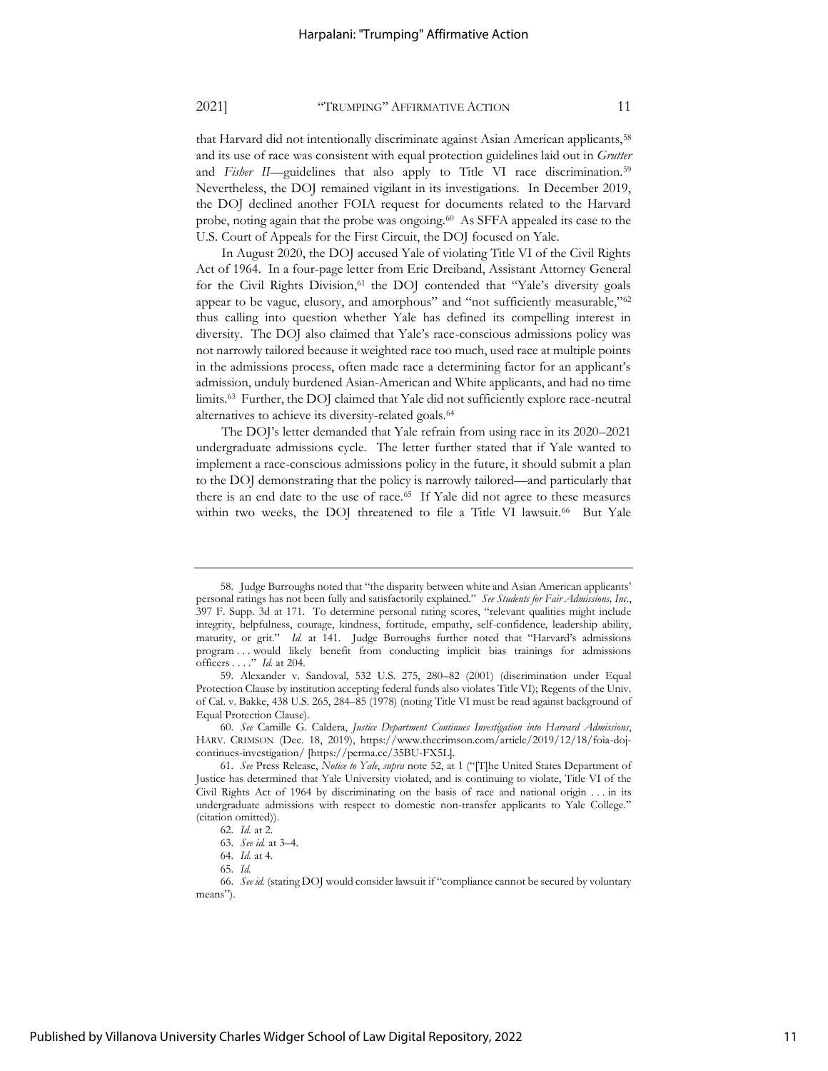that Harvard did not intentionally discriminate against Asian American applicants,[58] and its use of race was consistent with equal protection guidelines laid out in *Grutter* and *Fisher II*—guidelines that also apply to Title VI race discrimination.[59] Nevertheless, the DOJ remained vigilant in its investigations. In December 2019, the DOJ declined another FOIA request for documents related to the Harvard probe, noting again that the probe was ongoing.[60] As SFFA appealed its case to the U.S. Court of Appeals for the First Circuit, the DOJ focused on Yale.

In August 2020, the DOJ accused Yale of violating Title VI of the Civil Rights Act of 1964. In a four-page letter from Eric Dreiband, Assistant Attorney General for the Civil Rights Division,[61] the DOJ contended that "Yale's diversity goals appear to be vague, elusory, and amorphous" and "not sufficiently measurable,"[62] thus calling into question whether Yale has defined its compelling interest in diversity. The DOJ also claimed that Yale's race-conscious admissions policy was not narrowly tailored because it weighted race too much, used race at multiple points in the admissions process, often made race a determining factor for an applicant's admission, unduly burdened Asian-American and White applicants, and had no time limits.[63] Further, the DOJ claimed that Yale did not sufficiently explore race-neutral alternatives to achieve its diversity-related goals.[64]

The DOJ's letter demanded that Yale refrain from using race in its 2020–2021 undergraduate admissions cycle. The letter further stated that if Yale wanted to implement a race-conscious admissions policy in the future, it should submit a plan to the DOJ demonstrating that the policy is narrowly tailored—and particularly that there is an end date to the use of race.[65] If Yale did not agree to these measures within two weeks, the DOJ threatened to file a Title VI lawsuit.[66] But Yale

---

58. Judge Burroughs noted that "the disparity between white and Asian American applicants' personal ratings has not been fully and satisfactorily explained." *See Students for Fair Admissions, Inc.*, 397 F. Supp. 3d at 171. To determine personal rating scores, "relevant qualities might include integrity, helpfulness, courage, kindness, fortitude, empathy, self-confidence, leadership ability, maturity, or grit." *Id.* at 141. Judge Burroughs further noted that "Harvard's admissions program . . . would likely benefit from conducting implicit bias trainings for admissions officers . . . ." *Id.* at 204.

59. Alexander v. Sandoval, 532 U.S. 275, 280–82 (2001) (discrimination under Equal Protection Clause by institution accepting federal funds also violates Title VI); Regents of the Univ. of Cal. v. Bakke, 438 U.S. 265, 284–85 (1978) (noting Title VI must be read against background of Equal Protection Clause).

60. *See* Camille G. Caldera, *Justice Department Continues Investigation into Harvard Admissions*, HARV. CRIMSON (Dec. 18, 2019), https://www.thecrimson.com/article/2019/12/18/foia-doj-continues-investigation/ [https://perma.cc/35BU-FX5L].

61. *See* Press Release, *Notice to Yale*, *supra* note 52, at 1 ("[T]he United States Department of Justice has determined that Yale University violated, and is continuing to violate, Title VI of the Civil Rights Act of 1964 by discriminating on the basis of race and national origin . . . in its undergraduate admissions with respect to domestic non-transfer applicants to Yale College." (citation omitted)).

62. *Id.* at 2.

63. *See id.* at 3–4.

64. *Id.* at 4.

65. *Id.*

66. *See id.* (stating DOJ would consider lawsuit if "compliance cannot be secured by voluntary means").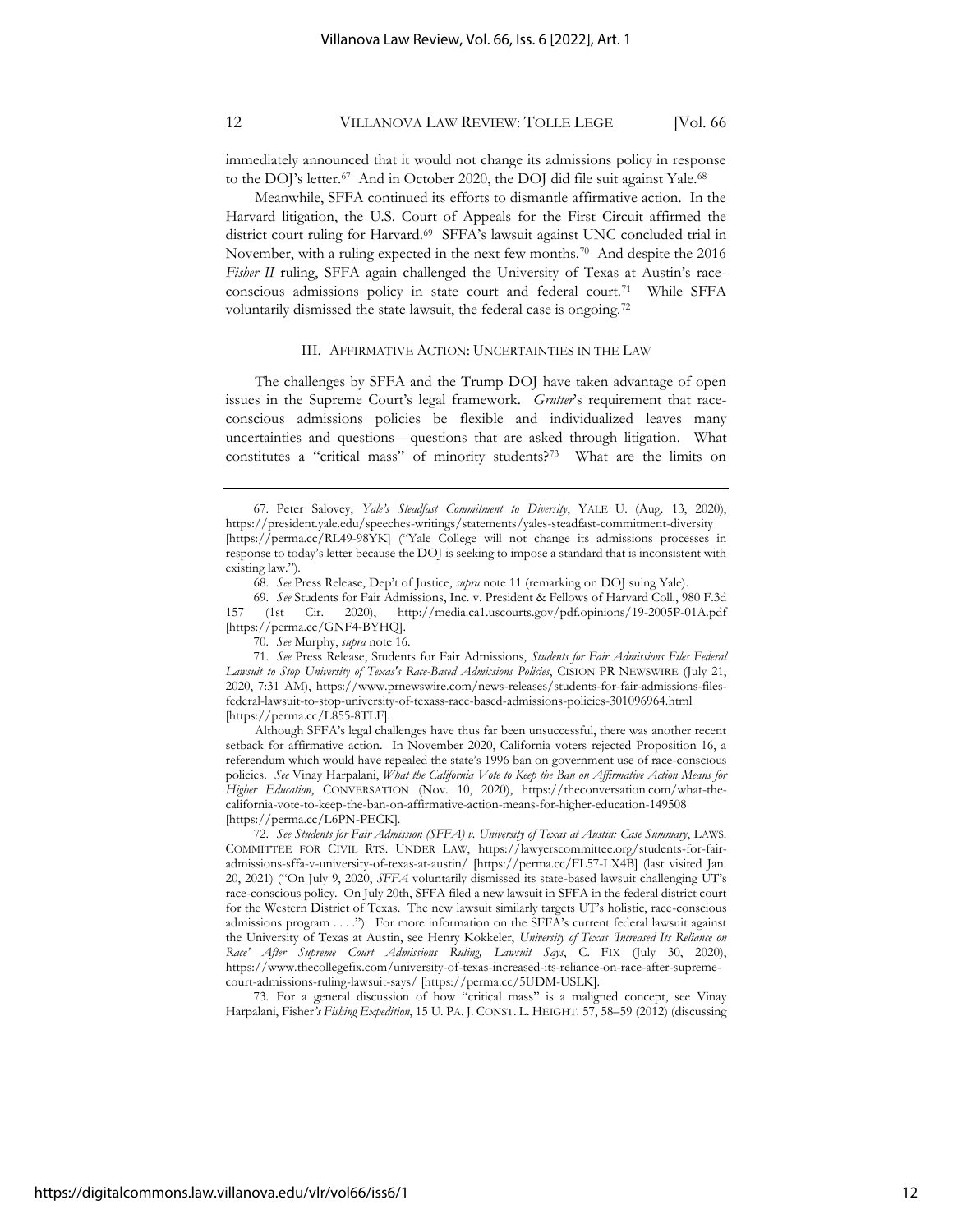immediately announced that it would not change its admissions policy in response to the DOJ's letter.[67] And in October 2020, the DOJ did file suit against Yale.[68]

Meanwhile, SFFA continued its efforts to dismantle affirmative action. In the Harvard litigation, the U.S. Court of Appeals for the First Circuit affirmed the district court ruling for Harvard.[69] SFFA's lawsuit against UNC concluded trial in November, with a ruling expected in the next few months.[70] And despite the 2016 *Fisher II* ruling, SFFA again challenged the University of Texas at Austin's race-conscious admissions policy in state court and federal court.[71] While SFFA voluntarily dismissed the state lawsuit, the federal case is ongoing.[72]

## III. Affirmative Action: Uncertainties in the Law

The challenges by SFFA and the Trump DOJ have taken advantage of open issues in the Supreme Court's legal framework. *Grutter*'s requirement that race-conscious admissions policies be flexible and individualized leaves many uncertainties and questions—questions that are asked through litigation. What constitutes a "critical mass" of minority students?[73] What are the limits on

---

67. Peter Salovey, *Yale's Steadfast Commitment to Diversity*, YALE U. (Aug. 13, 2020), https://president.yale.edu/speeches-writings/statements/yales-steadfast-commitment-diversity [https://perma.cc/RL49-98YK] ("Yale College will not change its admissions processes in response to today's letter because the DOJ is seeking to impose a standard that is inconsistent with existing law.").

68. *See* Press Release, Dep't of Justice, *supra* note 11 (remarking on DOJ suing Yale).

69. *See* Students for Fair Admissions, Inc. v. President & Fellows of Harvard Coll., 980 F.3d 157 (1st Cir. 2020), http://media.ca1.uscourts.gov/pdf.opinions/19-2005P-01A.pdf [https://perma.cc/GNF4-BYHQ].

70. *See* Murphy, *supra* note 16.

71. *See* Press Release, Students for Fair Admissions, *Students for Fair Admissions Files Federal Lawsuit to Stop University of Texas's Race-Based Admissions Policies*, CISION PR NEWSWIRE (July 21, 2020, 7:31 AM), https://www.prnewswire.com/news-releases/students-for-fair-admissions-files-federal-lawsuit-to-stop-university-of-texass-race-based-admissions-policies-301096964.html [https://perma.cc/L855-8TLF].

Although SFFA's legal challenges have thus far been unsuccessful, there was another recent setback for affirmative action. In November 2020, California voters rejected Proposition 16, a referendum which would have repealed the state's 1996 ban on government use of race-conscious policies. *See* Vinay Harpalani, *What the California Vote to Keep the Ban on Affirmative Action Means for Higher Education*, CONVERSATION (Nov. 10, 2020), https://theconversation.com/what-the-california-vote-to-keep-the-ban-on-affirmative-action-means-for-higher-education-149508 [https://perma.cc/L6PN-PECK].

72. *See Students for Fair Admission (SFFA) v. University of Texas at Austin: Case Summary*, LAWS. COMMITTEE FOR CIVIL RTS. UNDER LAW, https://lawyerscommittee.org/students-for-fair-admissions-sffa-v-university-of-texas-at-austin/ [https://perma.cc/FL57-LX4B] (last visited Jan. 20, 2021) ("On July 9, 2020, *SFFA* voluntarily dismissed its state-based lawsuit challenging UT's race-conscious policy. On July 20th, SFFA filed a new lawsuit in SFFA in the federal district court for the Western District of Texas. The new lawsuit similarly targets UT's holistic, race-conscious admissions program . . . ."). For more information on the SFFA's current federal lawsuit against the University of Texas at Austin, see Henry Kokkeler, *University of Texas 'Increased Its Reliance on Race' After Supreme Court Admissions Ruling, Lawsuit Says*, C. FIX (July 30, 2020), https://www.thecollegefix.com/university-of-texas-increased-its-reliance-on-race-after-supreme-court-admissions-ruling-lawsuit-says/ [https://perma.cc/5UDM-USLK].

73. For a general discussion of how "critical mass" is a maligned concept, see Vinay Harpalani, Fisher*'s Fishing Expedition*, 15 U. PA. J. CONST. L. HEIGHT. 57, 58–59 (2012) (discussing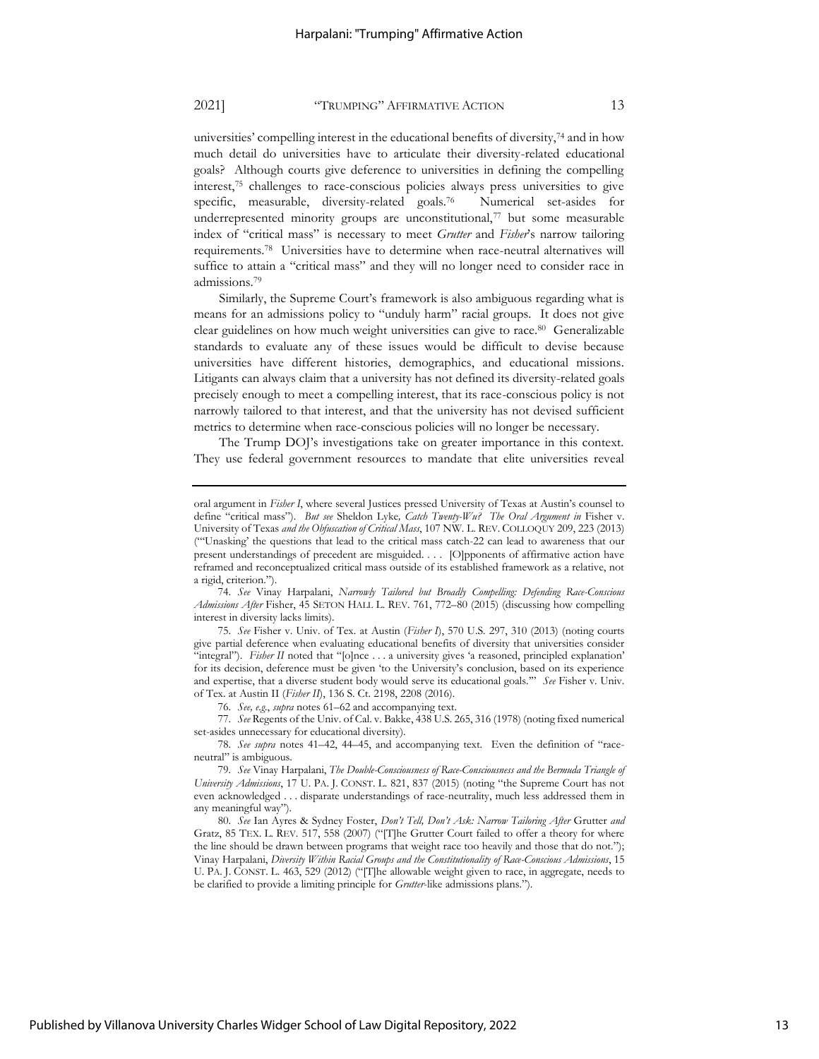universities' compelling interest in the educational benefits of diversity,[74] and in how much detail do universities have to articulate their diversity-related educational goals? Although courts give deference to universities in defining the compelling interest,[75] challenges to race-conscious policies always press universities to give specific, measurable, diversity-related goals.[76] Numerical set-asides for underrepresented minority groups are unconstitutional,[77] but some measurable index of "critical mass" is necessary to meet *Grutter* and *Fisher*'s narrow tailoring requirements.[78] Universities have to determine when race-neutral alternatives will suffice to attain a "critical mass" and they will no longer need to consider race in admissions.[79]

Similarly, the Supreme Court's framework is also ambiguous regarding what is means for an admissions policy to "unduly harm" racial groups. It does not give clear guidelines on how much weight universities can give to race.[80] Generalizable standards to evaluate any of these issues would be difficult to devise because universities have different histories, demographics, and educational missions. Litigants can always claim that a university has not defined its diversity-related goals precisely enough to meet a compelling interest, that its race-conscious policy is not narrowly tailored to that interest, and that the university has not devised sufficient metrics to determine when race-conscious policies will no longer be necessary.

The Trump DOJ's investigations take on greater importance in this context. They use federal government resources to mandate that elite universities reveal

---

oral argument in *Fisher I*, where several Justices pressed University of Texas at Austin's counsel to define "critical mass"). *But see* Sheldon Lyke*, Catch Twenty-Wu? The Oral Argument in* Fisher v. University of Texas *and the Obfuscation of Critical Mass*, 107 NW. L. REV. COLLOQUY 209, 223 (2013) ("'Unasking' the questions that lead to the critical mass catch-22 can lead to awareness that our present understandings of precedent are misguided. . . . [O]pponents of affirmative action have reframed and reconceptualized critical mass outside of its established framework as a relative, not a rigid, criterion.").

74. *See* Vinay Harpalani, *Narrowly Tailored but Broadly Compelling: Defending Race-Conscious Admissions After* Fisher, 45 SETON HALL L. REV. 761, 772–80 (2015) (discussing how compelling interest in diversity lacks limits).

75. *See* Fisher v. Univ. of Tex. at Austin (*Fisher I*), 570 U.S. 297, 310 (2013) (noting courts give partial deference when evaluating educational benefits of diversity that universities consider "integral"). *Fisher II* noted that "[o]nce . . . a university gives 'a reasoned, principled explanation' for its decision, deference must be given 'to the University's conclusion, based on its experience and expertise, that a diverse student body would serve its educational goals.'" *See* Fisher v. Univ. of Tex. at Austin II (*Fisher II*), 136 S. Ct. 2198, 2208 (2016).

76. *See, e.g.*, *supra* notes 61–62 and accompanying text.

77. *See* Regents of the Univ. of Cal. v. Bakke, 438 U.S. 265, 316 (1978) (noting fixed numerical set-asides unnecessary for educational diversity).

78. *See supra* notes 41–42, 44–45, and accompanying text. Even the definition of "race-neutral" is ambiguous.

79. *See* Vinay Harpalani, *The Double-Consciousness of Race-Consciousness and the Bermuda Triangle of University Admissions*, 17 U. PA. J. CONST. L. 821, 837 (2015) (noting "the Supreme Court has not even acknowledged . . . disparate understandings of race-neutrality, much less addressed them in any meaningful way").

80. *See* Ian Ayres & Sydney Foster, *Don't Tell, Don't Ask: Narrow Tailoring After* Grutter *and* Gratz, 85 TEX. L. REV. 517, 558 (2007) ("[T]he Grutter Court failed to offer a theory for where the line should be drawn between programs that weight race too heavily and those that do not."); Vinay Harpalani, *Diversity Within Racial Groups and the Constitutionality of Race-Conscious Admissions*, 15 U. PA. J. CONST. L. 463, 529 (2012) ("[T]he allowable weight given to race, in aggregate, needs to be clarified to provide a limiting principle for *Grutter*-like admissions plans.").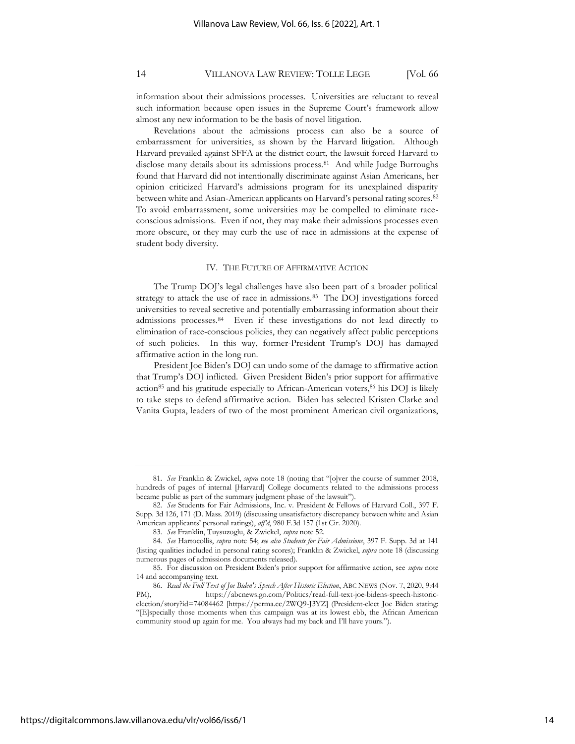information about their admissions processes. Universities are reluctant to reveal such information because open issues in the Supreme Court's framework allow almost any new information to be the basis of novel litigation.

Revelations about the admissions process can also be a source of embarrassment for universities, as shown by the Harvard litigation. Although Harvard prevailed against SFFA at the district court, the lawsuit forced Harvard to disclose many details about its admissions process.[81] And while Judge Burroughs found that Harvard did not intentionally discriminate against Asian Americans, her opinion criticized Harvard's admissions program for its unexplained disparity between white and Asian-American applicants on Harvard's personal rating scores.[82] To avoid embarrassment, some universities may be compelled to eliminate race-conscious admissions. Even if not, they may make their admissions processes even more obscure, or they may curb the use of race in admissions at the expense of student body diversity.

## IV. THE FUTURE OF AFFIRMATIVE ACTION

The Trump DOJ's legal challenges have also been part of a broader political strategy to attack the use of race in admissions.[83] The DOJ investigations forced universities to reveal secretive and potentially embarrassing information about their admissions processes.[84] Even if these investigations do not lead directly to elimination of race-conscious policies, they can negatively affect public perceptions of such policies. In this way, former-President Trump's DOJ has damaged affirmative action in the long run.

President Joe Biden's DOJ can undo some of the damage to affirmative action that Trump's DOJ inflicted. Given President Biden's prior support for affirmative action[85] and his gratitude especially to African-American voters,[86] his DOJ is likely to take steps to defend affirmative action. Biden has selected Kristen Clarke and Vanita Gupta, leaders of two of the most prominent American civil organizations,

---

81. *See* Franklin & Zwickel, *supra* note 18 (noting that "[o]ver the course of summer 2018, hundreds of pages of internal [Harvard] College documents related to the admissions process became public as part of the summary judgment phase of the lawsuit").

82. *See* Students for Fair Admissions, Inc. v. President & Fellows of Harvard Coll., 397 F. Supp. 3d 126, 171 (D. Mass. 2019) (discussing unsatisfactory discrepancy between white and Asian American applicants' personal ratings), *aff'd*, 980 F.3d 157 (1st Cir. 2020).

83. *See* Franklin, Tuysuzoglu, & Zwickel, *supra* note 52.

84. *See* Hartocollis, *supra* note 54; *see also Students for Fair Admissions*, 397 F. Supp. 3d at 141 (listing qualities included in personal rating scores); Franklin & Zwickel, *supra* note 18 (discussing numerous pages of admissions documents released).

85. For discussion on President Biden's prior support for affirmative action, see *supra* note 14 and accompanying text.

86. *Read the Full Text of Joe Biden's Speech After Historic Election*, ABC NEWS (Nov. 7, 2020, 9:44 PM), https://abcnews.go.com/Politics/read-full-text-joe-bidens-speech-historic-election/story?id=74084462 [https://perma.cc/2WQ9-J3YZ] (President-elect Joe Biden stating: "[E]specially those moments when this campaign was at its lowest ebb, the African American community stood up again for me. You always had my back and I'll have yours.").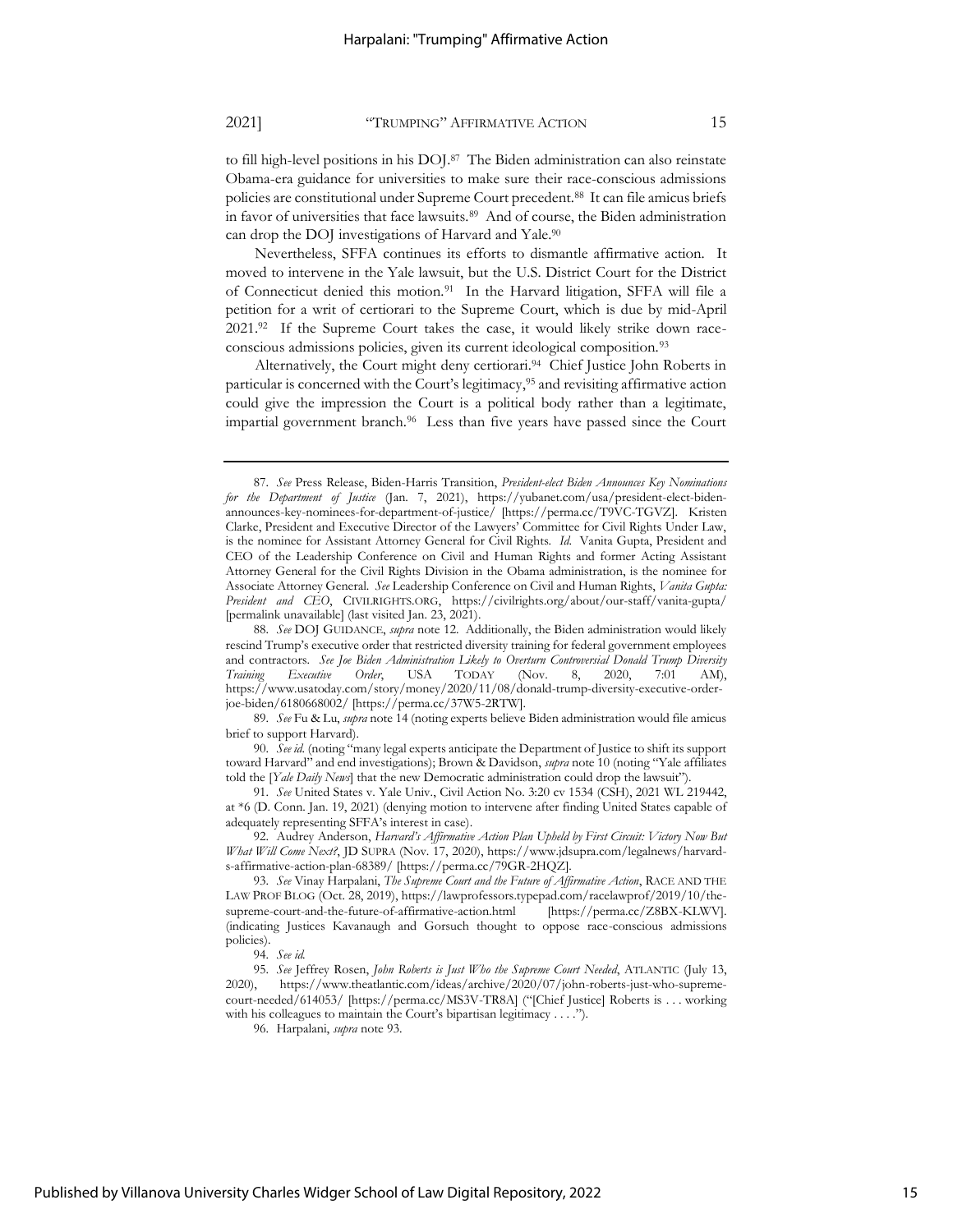to fill high-level positions in his DOJ.[87] The Biden administration can also reinstate Obama-era guidance for universities to make sure their race-conscious admissions policies are constitutional under Supreme Court precedent.[88] It can file amicus briefs in favor of universities that face lawsuits.[89] And of course, the Biden administration can drop the DOJ investigations of Harvard and Yale.[90]

Nevertheless, SFFA continues its efforts to dismantle affirmative action. It moved to intervene in the Yale lawsuit, but the U.S. District Court for the District of Connecticut denied this motion.[91] In the Harvard litigation, SFFA will file a petition for a writ of certiorari to the Supreme Court, which is due by mid-April 2021.[92] If the Supreme Court takes the case, it would likely strike down race-conscious admissions policies, given its current ideological composition.[93]

Alternatively, the Court might deny certiorari.[94] Chief Justice John Roberts in particular is concerned with the Court's legitimacy,[95] and revisiting affirmative action could give the impression the Court is a political body rather than a legitimate, impartial government branch.[96] Less than five years have passed since the Court

---

87. *See* Press Release, Biden-Harris Transition, *President-elect Biden Announces Key Nominations for the Department of Justice* (Jan. 7, 2021), https://yubanet.com/usa/president-elect-biden-announces-key-nominees-for-department-of-justice/ [https://perma.cc/T9VC-TGVZ]. Kristen Clarke, President and Executive Director of the Lawyers' Committee for Civil Rights Under Law, is the nominee for Assistant Attorney General for Civil Rights. *Id.* Vanita Gupta, President and CEO of the Leadership Conference on Civil and Human Rights and former Acting Assistant Attorney General for the Civil Rights Division in the Obama administration, is the nominee for Associate Attorney General. *See* Leadership Conference on Civil and Human Rights, *Vanita Gupta: President and CEO*, CIVILRIGHTS.ORG, https://civilrights.org/about/our-staff/vanita-gupta/ [permalink unavailable] (last visited Jan. 23, 2021).

88. *See* DOJ GUIDANCE, *supra* note 12. Additionally, the Biden administration would likely rescind Trump's executive order that restricted diversity training for federal government employees and contractors. *See Joe Biden Administration Likely to Overturn Controversial Donald Trump Diversity Training Executive Order*, USA TODAY (Nov. 8, 2020, 7:01 AM), https://www.usatoday.com/story/money/2020/11/08/donald-trump-diversity-executive-order-joe-biden/6180668002/ [https://perma.cc/37W5-2RTW].

89. *See* Fu & Lu, *supra* note 14 (noting experts believe Biden administration would file amicus brief to support Harvard).

90. *See id.* (noting "many legal experts anticipate the Department of Justice to shift its support toward Harvard" and end investigations); Brown & Davidson, *supra* note 10 (noting "Yale affiliates told the [*Yale Daily News*] that the new Democratic administration could drop the lawsuit").

91. *See* United States v. Yale Univ., Civil Action No. 3:20 cv 1534 (CSH), 2021 WL 219442, at *6 (D. Conn. Jan. 19, 2021) (denying motion to intervene after finding United States capable of adequately representing SFFA's interest in case).

92. Audrey Anderson, *Harvard's Affirmative Action Plan Upheld by First Circuit: Victory Now But What Will Come Next?*, JD SUPRA (Nov. 17, 2020), https://www.jdsupra.com/legalnews/harvard-s-affirmative-action-plan-68389/ [https://perma.cc/79GR-2HQZ].

93. *See* Vinay Harpalani, *The Supreme Court and the Future of Affirmative Action*, RACE AND THE LAW PROF BLOG (Oct. 28, 2019), https://lawprofessors.typepad.com/racelawprof/2019/10/the-supreme-court-and-the-future-of-affirmative-action.html [https://perma.cc/Z8BX-KLWV]. (indicating Justices Kavanaugh and Gorsuch thought to oppose race-conscious admissions policies).

94. *See id.*

95. *See* Jeffrey Rosen, *John Roberts is Just Who the Supreme Court Needed*, ATLANTIC (July 13, 2020), https://www.theatlantic.com/ideas/archive/2020/07/john-roberts-just-who-supreme-court-needed/614053/ [https://perma.cc/MS3V-TR8A] ("[Chief Justice] Roberts is . . . working with his colleagues to maintain the Court's bipartisan legitimacy . . . .").

96. Harpalani, *supra* note 93.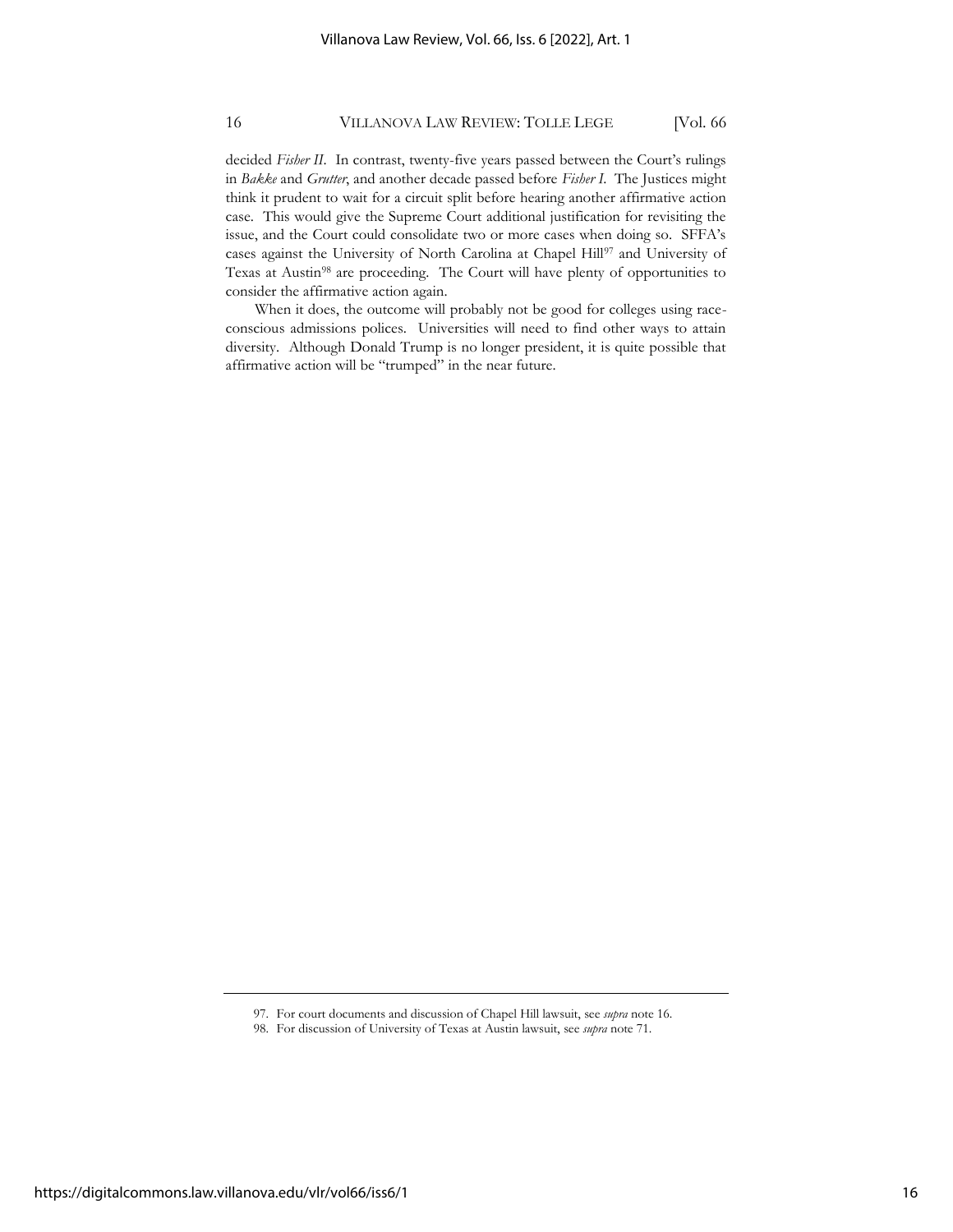decided *Fisher II*. In contrast, twenty-five years passed between the Court's rulings in *Bakke* and *Grutter*, and another decade passed before *Fisher I*. The Justices might think it prudent to wait for a circuit split before hearing another affirmative action case. This would give the Supreme Court additional justification for revisiting the issue, and the Court could consolidate two or more cases when doing so. SFFA's cases against the University of North Carolina at Chapel Hill[97] and University of Texas at Austin[98] are proceeding. The Court will have plenty of opportunities to consider the affirmative action again.

When it does, the outcome will probably not be good for colleges using race-conscious admissions polices. Universities will need to find other ways to attain diversity. Although Donald Trump is no longer president, it is quite possible that affirmative action will be "trumped" in the near future.

---

97. For court documents and discussion of Chapel Hill lawsuit, see *supra* note 16.

98. For discussion of University of Texas at Austin lawsuit, see *supra* note 71.